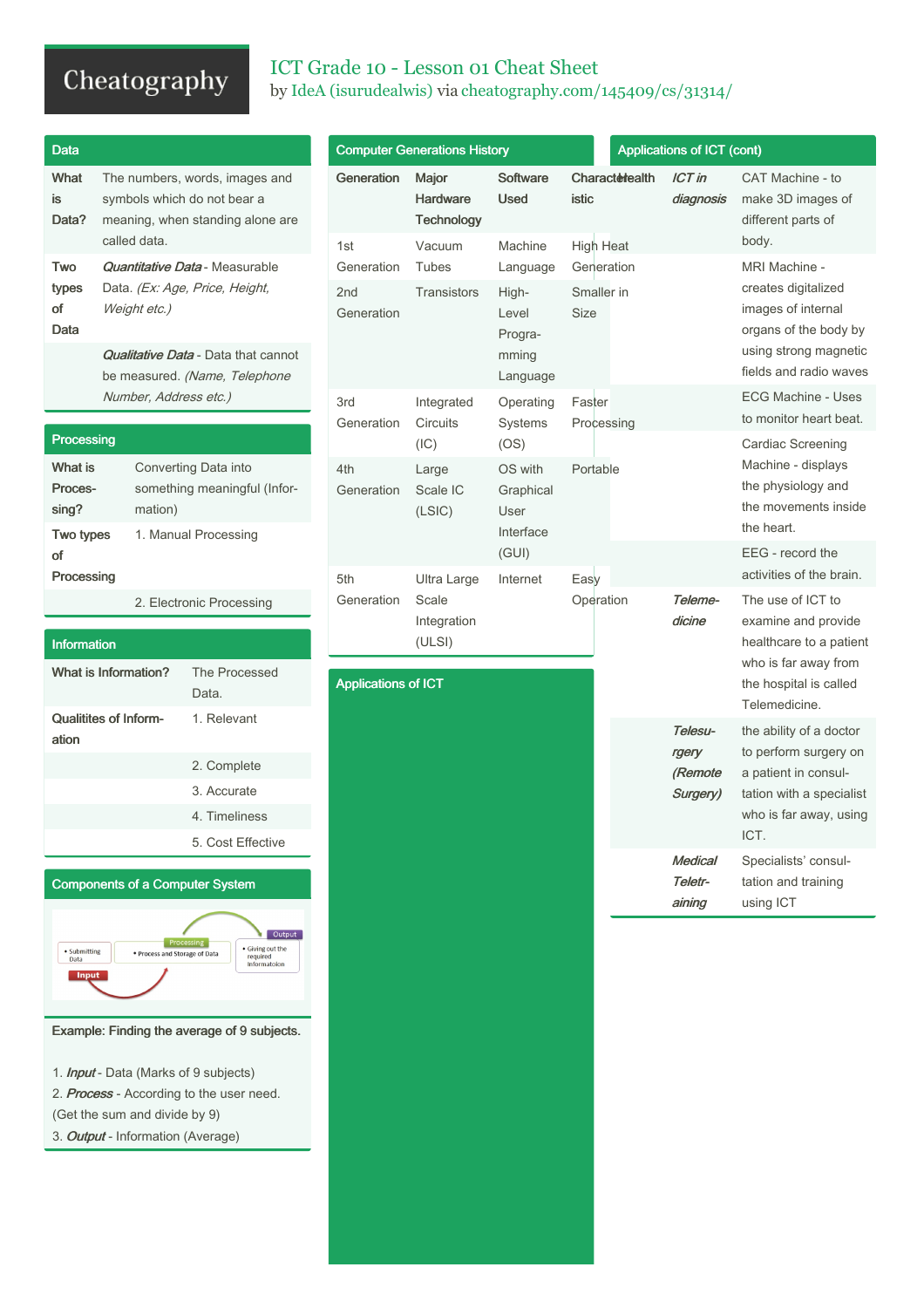# ICT Grade 10 - Lesson 01 Cheat Sheet

by IdeA (isurudealwis) via cheatography.com/145409/cs/31314/

## Data

| | |
|---|---|
| What is Data? | The numbers, words, images and symbols which do not bear a meaning, when standing alone are called data. |
| Two types of Data | *Quantitative Data* - Measurable Data. *(Ex: Age, Price, Height, Weight etc.)* |
| | *Qualitative Data* - Data that cannot be measured. *(Name, Telephone Number, Address etc.)* |

## Processing

| | |
|---|---|
| What is Processing? | Converting Data into something meaningful (Information) |
| Two types of Processing | 1. Manual Processing |
| | 2. Electronic Processing |

## Information

| | |
|---|---|
| What is Information? | The Processed Data. |
| Qualitites of Information | 1. Relevant |
| | 2. Complete |
| | 3. Accurate |
| | 4. Timeliness |
| | 5. Cost Effective |

## Components of a Computer System

Processing
Output
• Submitting Data
• Process and Storage of Data
• Giving out the required Information
Input

**Example: Finding the average of 9 subjects.**

1. *Input* - Data (Marks of 9 subjects)
2. *Process* - According to the user need. (Get the sum and divide by 9)
3. *Output* - Information (Average)

## Computer Generations History

| Generation | Major Hardware Technology | Software Used | Characteristic |
|---|---|---|---|
| 1st Generation | Vacuum Tubes | Machine Language | High Heat Generation |
| 2nd Generation | Transistors | High-Level Programming Language | Smaller in Size |
| 3rd Generation | Integrated Circuits (IC) | Operating Systems (OS) | Faster Processing |
| 4th Generation | Large Scale IC (LSIC) | OS with Graphical User Interface (GUI) | Portable |
| 5th Generation | Ultra Large Scale Integration (ULSI) | Internet | Easy Operation |

## Applications of ICT

## Applications of ICT (cont)

| Health | | |
|---|---|---|
| | *ICT in diagnosis* | CAT Machine - to make 3D images of different parts of body. |
| | | MRI Machine - creates digitalized images of internal organs of the body by using strong magnetic fields and radio waves |
| | | ECG Machine - Uses to monitor heart beat. |
| | | Cardiac Screening Machine - displays the physiology and the movements inside the heart. |
| | | EEG - record the activities of the brain. |
| | *Telemedicine* | The use of ICT to examine and provide healthcare to a patient who is far away from the hospital is called Telemedicine. |
| | *Telesurgery (Remote Surgery)* | the ability of a doctor to perform surgery on a patient in consultation with a specialist who is far away, using ICT. |
| | *Medical Teletraining* | Specialists' consultation and training using ICT |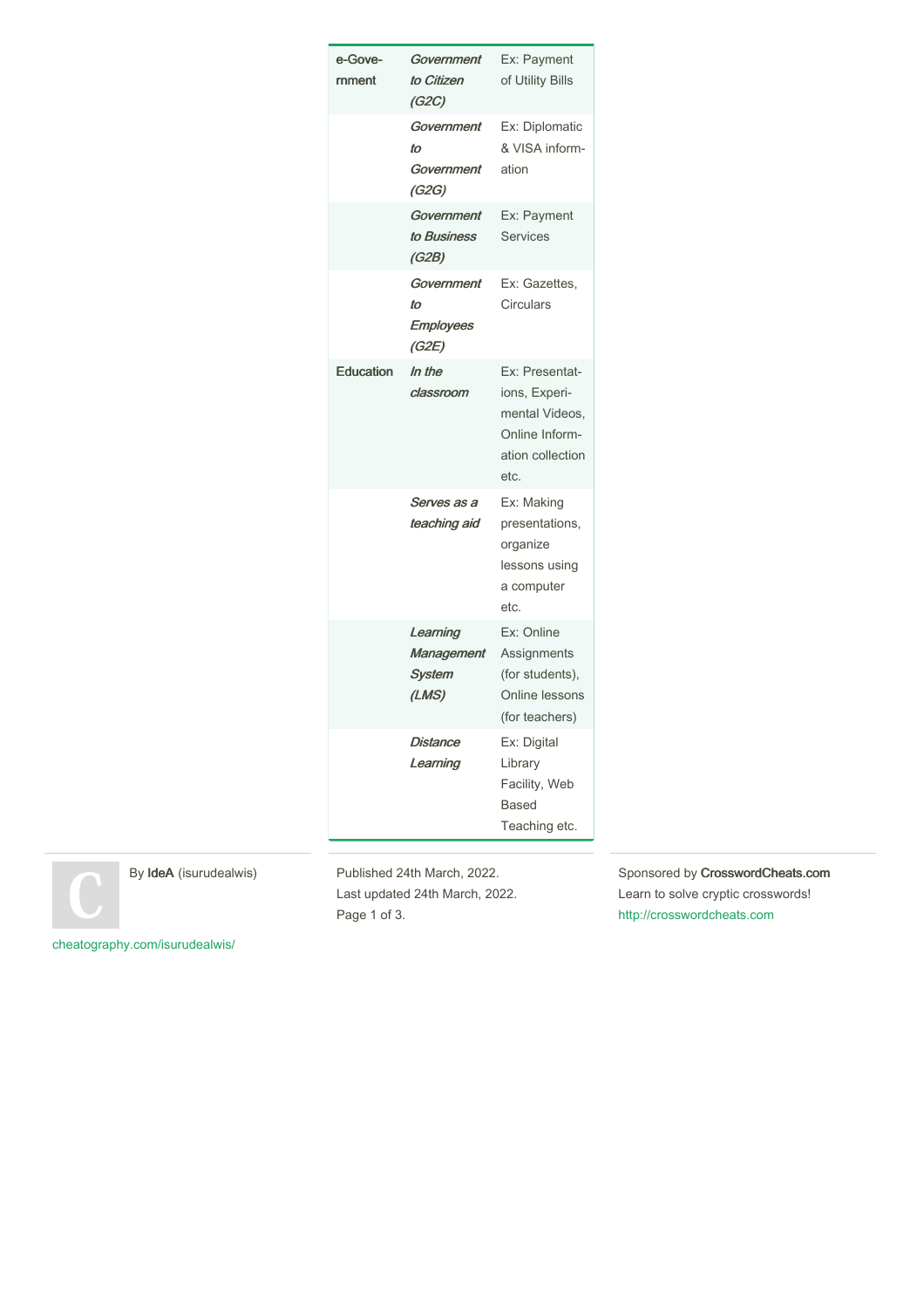| | | |
|---|---|---|
| e-Government | *Government to Citizen (G2C)* | Ex: Payment of Utility Bills |
| | *Government to Government (G2G)* | Ex: Diplomatic & VISA information |
| | *Government to Business (G2B)* | Ex: Payment Services |
| | *Government to Employees (G2E)* | Ex: Gazettes, Circulars |
| Education | *In the classroom* | Ex: Presentations, Experimental Videos, Online Information collection etc. |
| | *Serves as a teaching aid* | Ex: Making presentations, organize lessons using a computer etc. |
| | *Learning Management System (LMS)* | Ex: Online Assignments (for students), Online lessons (for teachers) |
| | *Distance Learning* | Ex: Digital Library Facility, Web Based Teaching etc. |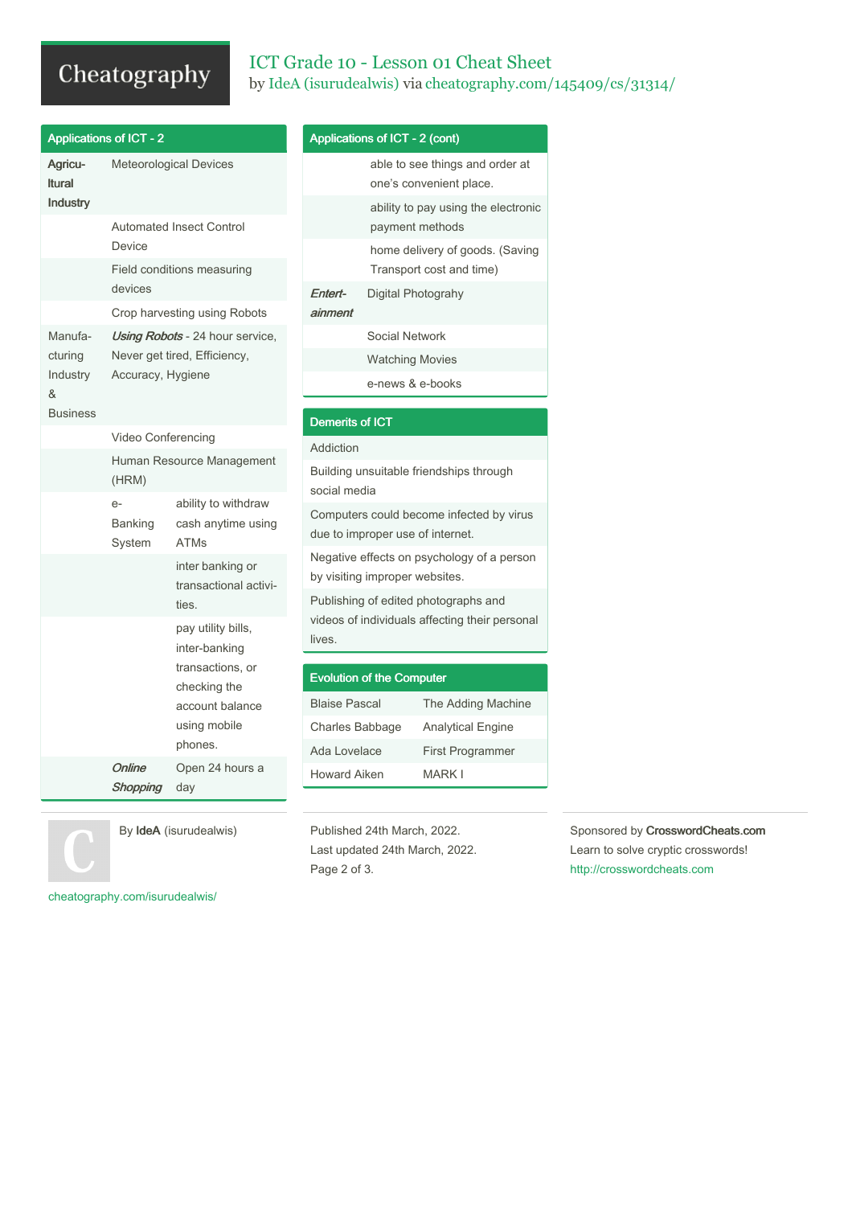# ICT Grade 10 - Lesson 01 Cheat Sheet

by IdeA (isurudealwis) via cheatography.com/145409/cs/31314/

## Applications of ICT - 2

| | | |
|---|---|---|
| **Agricultural Industry** | Meteorological Devices | |
| | Automated Insect Control Device | |
| | Field conditions measuring devices | |
| | Crop harvesting using Robots | |
| Manufacturing Industry & Business | ***Using Robots*** - 24 hour service, Never get tired, Efficiency, Accuracy, Hygiene | |
| | Video Conferencing | |
| | Human Resource Management (HRM) | |
| | e-Banking System | ability to withdraw cash anytime using ATMs |
| | | inter banking or transactional activities. |
| | | pay utility bills, inter-banking transactions, or checking the account balance using mobile phones. |
| | *Online Shopping* | Open 24 hours a day |

## Applications of ICT - 2 (cont)

| | | |
|---|---|---|
| | | able to see things and order at one's convenient place. |
| | | ability to pay using the electronic payment methods |
| | | home delivery of goods. (Saving Transport cost and time) |
| *Entertainment* | Digital Photograhy | |
| | Social Network | |
| | Watching Movies | |
| | e-news & e-books | |

## Demerits of ICT

- Addiction
- Building unsuitable friendships through social media
- Computers could become infected by virus due to improper use of internet.
- Negative effects on psychology of a person by visiting improper websites.
- Publishing of edited photographs and videos of individuals affecting their personal lives.

## Evolution of the Computer

| | |
|---|---|
| Blaise Pascal | The Adding Machine |
| Charles Babbage | Analytical Engine |
| Ada Lovelace | First Programmer |
| Howard Aiken | MARK I |

By **IdeA** (isurudealwis)

cheatography.com/isurudealwis/

Published 24th March, 2022.
Last updated 24th March, 2022.

Sponsored by **CrosswordCheats.com**
Learn to solve cryptic crosswords!
http://crosswordcheats.com